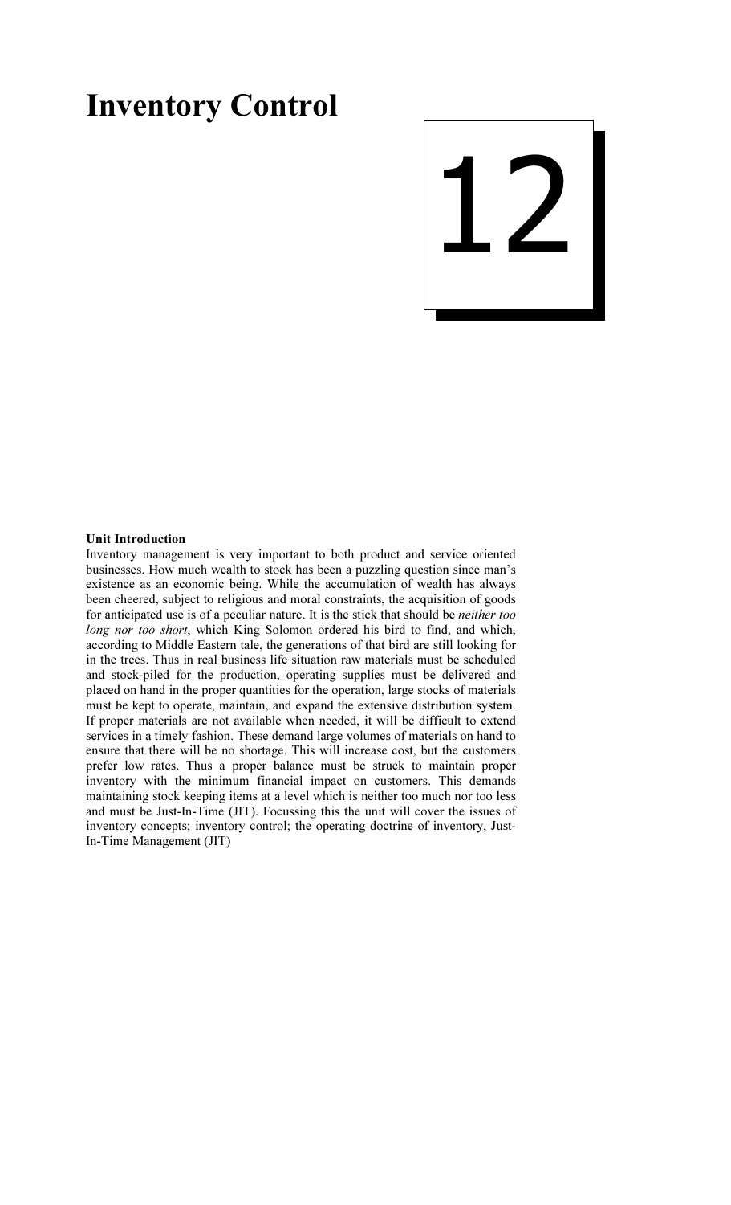# Inventory Control

12

**Unit Introduction**

Inventory management is very important to both product and service oriented businesses. How much wealth to stock has been a puzzling question since man's existence as an economic being. While the accumulation of wealth has always been cheered, subject to religious and moral constraints, the acquisition of goods for anticipated use is of a peculiar nature. It is the stick that should be *neither too long nor too short*, which King Solomon ordered his bird to find, and which, according to Middle Eastern tale, the generations of that bird are still looking for in the trees. Thus in real business life situation raw materials must be scheduled and stock-piled for the production, operating supplies must be delivered and placed on hand in the proper quantities for the operation, large stocks of materials must be kept to operate, maintain, and expand the extensive distribution system. If proper materials are not available when needed, it will be difficult to extend services in a timely fashion. These demand large volumes of materials on hand to ensure that there will be no shortage. This will increase cost, but the customers prefer low rates. Thus a proper balance must be struck to maintain proper inventory with the minimum financial impact on customers. This demands maintaining stock keeping items at a level which is neither too much nor too less and must be Just-In-Time (JIT). Focussing this the unit will cover the issues of inventory concepts; inventory control; the operating doctrine of inventory, Just-In-Time Management (JIT)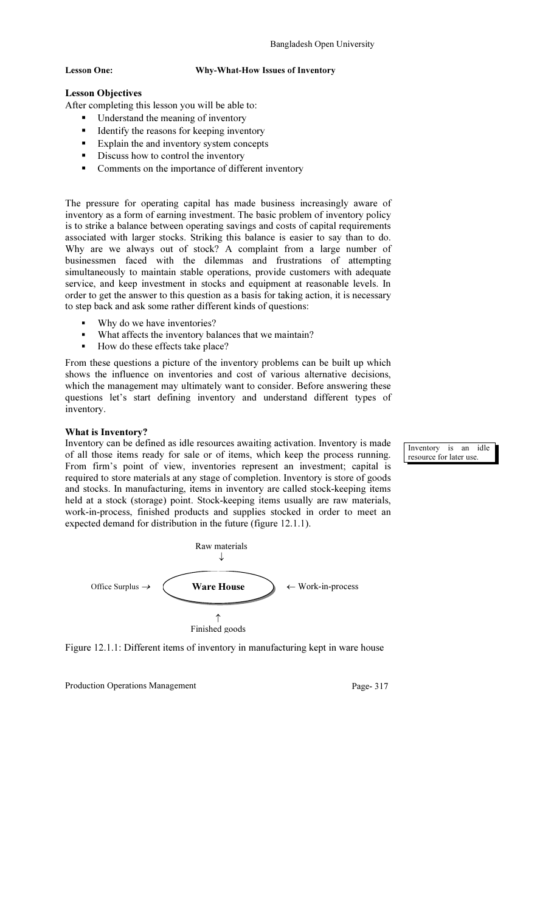**Lesson One: Why-What-How Issues of Inventory**

**Lesson Objectives**

After completing this lesson you will be able to:

- Understand the meaning of inventory
- Identify the reasons for keeping inventory
- Explain the and inventory system concepts
- Discuss how to control the inventory
- Comments on the importance of different inventory

The pressure for operating capital has made business increasingly aware of inventory as a form of earning investment. The basic problem of inventory policy is to strike a balance between operating savings and costs of capital requirements associated with larger stocks. Striking this balance is easier to say than to do. Why are we always out of stock? A complaint from a large number of businessmen faced with the dilemmas and frustrations of attempting simultaneously to maintain stable operations, provide customers with adequate service, and keep investment in stocks and equipment at reasonable levels. In order to get the answer to this question as a basis for taking action, it is necessary to step back and ask some rather different kinds of questions:

- Why do we have inventories?
- What affects the inventory balances that we maintain?
- How do these effects take place?

From these questions a picture of the inventory problems can be built up which shows the influence on inventories and cost of various alternative decisions, which the management may ultimately want to consider. Before answering these questions let's start defining inventory and understand different types of inventory.

**What is Inventory?**

Inventory is an idle resource for later use.

Inventory can be defined as idle resources awaiting activation. Inventory is made of all those items ready for sale or of items, which keep the process running. From firm's point of view, inventories represent an investment; capital is required to store materials at any stage of completion. Inventory is store of goods and stocks. In manufacturing, items in inventory are called stock-keeping items held at a stock (storage) point. Stock-keeping items usually are raw materials, work-in-process, finished products and supplies stocked in order to meet an expected demand for distribution in the future (figure 12.1.1).

Raw materials ↓

Office Surplus → **Ware House** ← Work-in-process

↑ Finished goods

Figure 12.1.1: Different items of inventory in manufacturing kept in ware house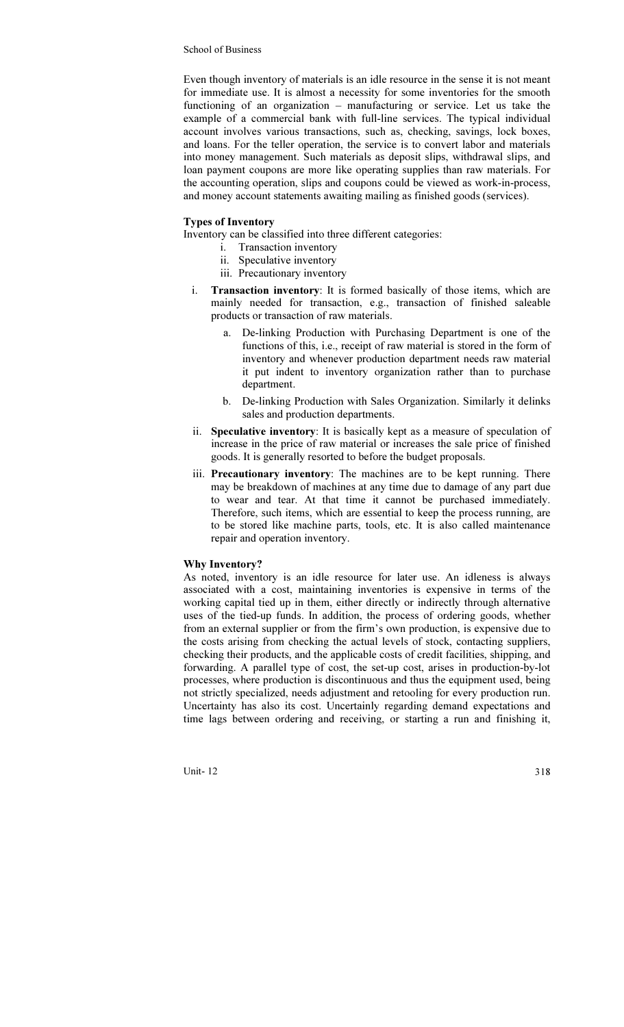Even though inventory of materials is an idle resource in the sense it is not meant for immediate use. It is almost a necessity for some inventories for the smooth functioning of an organization – manufacturing or service. Let us take the example of a commercial bank with full-line services. The typical individual account involves various transactions, such as, checking, savings, lock boxes, and loans. For the teller operation, the service is to convert labor and materials into money management. Such materials as deposit slips, withdrawal slips, and loan payment coupons are more like operating supplies than raw materials. For the accounting operation, slips and coupons could be viewed as work-in-process, and money account statements awaiting mailing as finished goods (services).

### Types of Inventory

Inventory can be classified into three different categories:

i. Transaction inventory
ii. Speculative inventory
iii. Precautionary inventory

i. **Transaction inventory**: It is formed basically of those items, which are mainly needed for transaction, e.g., transaction of finished saleable products or transaction of raw materials.

   a. De-linking Production with Purchasing Department is one of the functions of this, i.e., receipt of raw material is stored in the form of inventory and whenever production department needs raw material it put indent to inventory organization rather than to purchase department.

   b. De-linking Production with Sales Organization. Similarly it delinks sales and production departments.

ii. **Speculative inventory**: It is basically kept as a measure of speculation of increase in the price of raw material or increases the sale price of finished goods. It is generally resorted to before the budget proposals.

iii. **Precautionary inventory**: The machines are to be kept running. There may be breakdown of machines at any time due to damage of any part due to wear and tear. At that time it cannot be purchased immediately. Therefore, such items, which are essential to keep the process running, are to be stored like machine parts, tools, etc. It is also called maintenance repair and operation inventory.

### Why Inventory?

As noted, inventory is an idle resource for later use. An idleness is always associated with a cost, maintaining inventories is expensive in terms of the working capital tied up in them, either directly or indirectly through alternative uses of the tied-up funds. In addition, the process of ordering goods, whether from an external supplier or from the firm's own production, is expensive due to the costs arising from checking the actual levels of stock, contacting suppliers, checking their products, and the applicable costs of credit facilities, shipping, and forwarding. A parallel type of cost, the set-up cost, arises in production-by-lot processes, where production is discontinuous and thus the equipment used, being not strictly specialized, needs adjustment and retooling for every production run. Uncertainty has also its cost. Uncertainly regarding demand expectations and time lags between ordering and receiving, or starting a run and finishing it,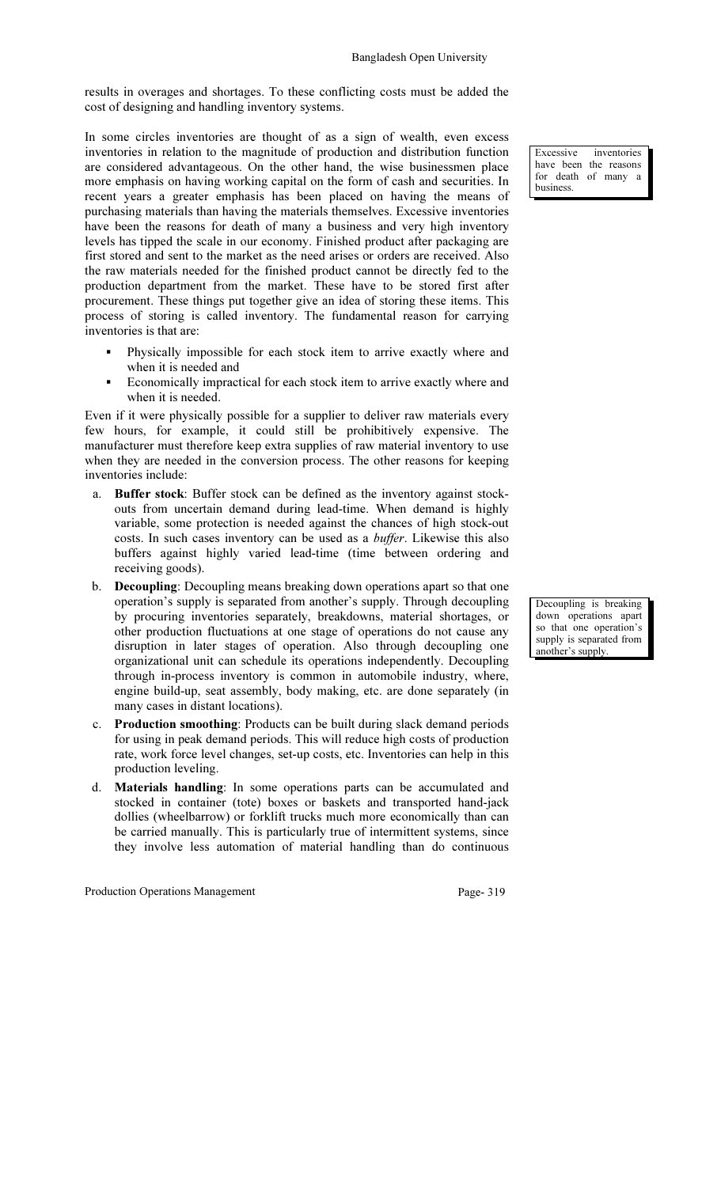results in overages and shortages. To these conflicting costs must be added the cost of designing and handling inventory systems.

In some circles inventories are thought of as a sign of wealth, even excess inventories in relation to the magnitude of production and distribution function are considered advantageous. On the other hand, the wise businessmen place more emphasis on having working capital on the form of cash and securities. In recent years a greater emphasis has been placed on having the means of purchasing materials than having the materials themselves. Excessive inventories have been the reasons for death of many a business and very high inventory levels has tipped the scale in our economy. Finished product after packaging are first stored and sent to the market as the need arises or orders are received. Also the raw materials needed for the finished product cannot be directly fed to the production department from the market. These have to be stored first after procurement. These things put together give an idea of storing these items. This process of storing is called inventory. The fundamental reason for carrying inventories is that are:

> Excessive inventories have been the reasons for death of many a business.

- Physically impossible for each stock item to arrive exactly where and when it is needed and
- Economically impractical for each stock item to arrive exactly where and when it is needed.

Even if it were physically possible for a supplier to deliver raw materials every few hours, for example, it could still be prohibitively expensive. The manufacturer must therefore keep extra supplies of raw material inventory to use when they are needed in the conversion process. The other reasons for keeping inventories include:

a. **Buffer stock**: Buffer stock can be defined as the inventory against stock-outs from uncertain demand during lead-time. When demand is highly variable, some protection is needed against the chances of high stock-out costs. In such cases inventory can be used as a *buffer*. Likewise this also buffers against highly varied lead-time (time between ordering and receiving goods).

b. **Decoupling**: Decoupling means breaking down operations apart so that one operation's supply is separated from another's supply. Through decoupling by procuring inventories separately, breakdowns, material shortages, or other production fluctuations at one stage of operations do not cause any disruption in later stages of operation. Also through decoupling one organizational unit can schedule its operations independently. Decoupling through in-process inventory is common in automobile industry, where, engine build-up, seat assembly, body making, etc. are done separately (in many cases in distant locations).

> Decoupling is breaking down operations apart so that one operation's supply is separated from another's supply.

c. **Production smoothing**: Products can be built during slack demand periods for using in peak demand periods. This will reduce high costs of production rate, work force level changes, set-up costs, etc. Inventories can help in this production leveling.

d. **Materials handling**: In some operations parts can be accumulated and stocked in container (tote) boxes or baskets and transported hand-jack dollies (wheelbarrow) or forklift trucks much more economically than can be carried manually. This is particularly true of intermittent systems, since they involve less automation of material handling than do continuous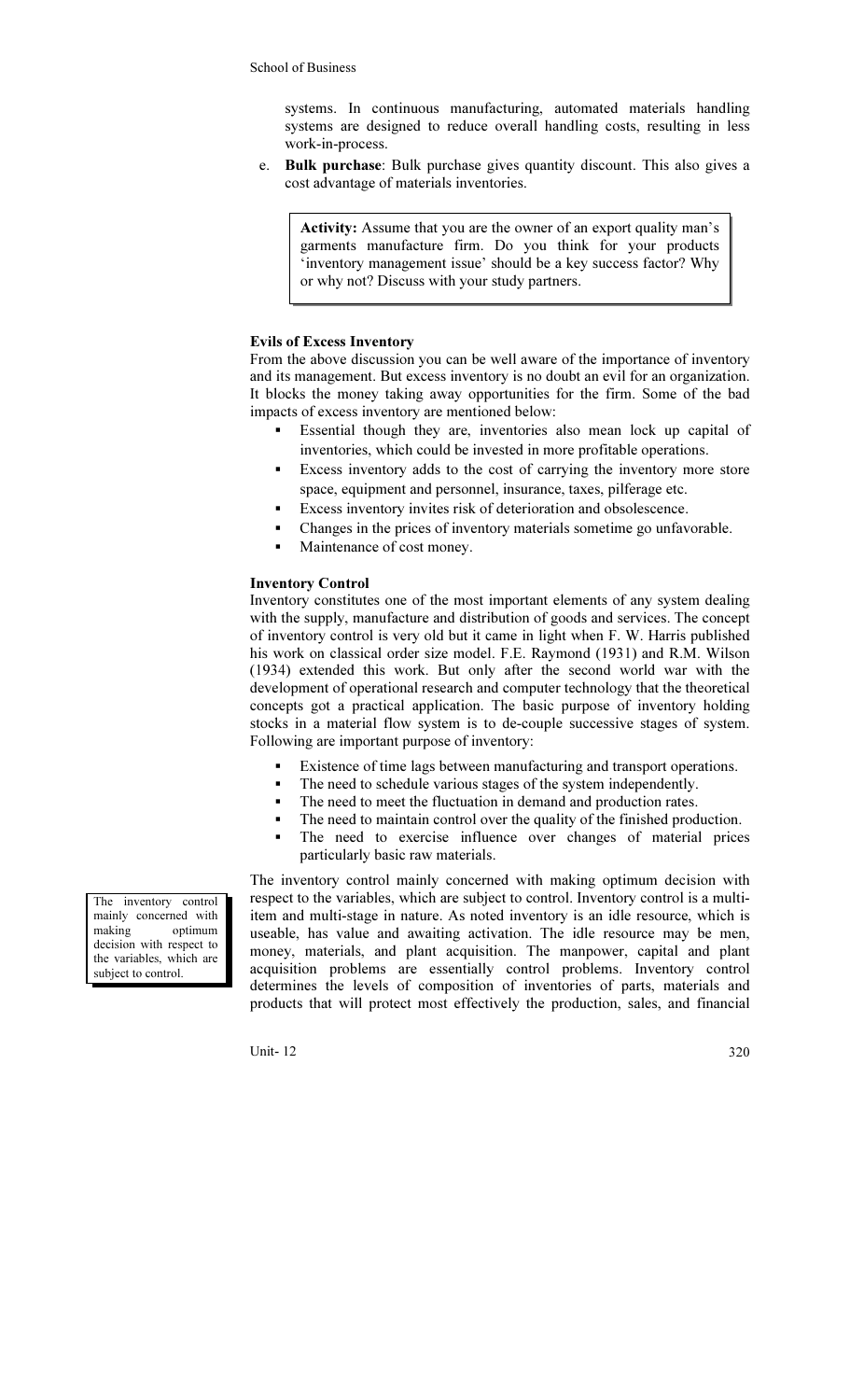systems. In continuous manufacturing, automated materials handling systems are designed to reduce overall handling costs, resulting in less work-in-process.

e. **Bulk purchase**: Bulk purchase gives quantity discount. This also gives a cost advantage of materials inventories.

> **Activity:** Assume that you are the owner of an export quality man's garments manufacture firm. Do you think for your products 'inventory management issue' should be a key success factor? Why or why not? Discuss with your study partners.

**Evils of Excess Inventory**

From the above discussion you can be well aware of the importance of inventory and its management. But excess inventory is no doubt an evil for an organization. It blocks the money taking away opportunities for the firm. Some of the bad impacts of excess inventory are mentioned below:

- Essential though they are, inventories also mean lock up capital of inventories, which could be invested in more profitable operations.
- Excess inventory adds to the cost of carrying the inventory more store space, equipment and personnel, insurance, taxes, pilferage etc.
- Excess inventory invites risk of deterioration and obsolescence.
- Changes in the prices of inventory materials sometime go unfavorable.
- Maintenance of cost money.

**Inventory Control**

Inventory constitutes one of the most important elements of any system dealing with the supply, manufacture and distribution of goods and services. The concept of inventory control is very old but it came in light when F. W. Harris published his work on classical order size model. F.E. Raymond (1931) and R.M. Wilson (1934) extended this work. But only after the second world war with the development of operational research and computer technology that the theoretical concepts got a practical application. The basic purpose of inventory holding stocks in a material flow system is to de-couple successive stages of system. Following are important purpose of inventory:

- Existence of time lags between manufacturing and transport operations.
- The need to schedule various stages of the system independently.
- The need to meet the fluctuation in demand and production rates.
- The need to maintain control over the quality of the finished production.
- The need to exercise influence over changes of material prices particularly basic raw materials.

> The inventory control mainly concerned with making optimum decision with respect to the variables, which are subject to control.

The inventory control mainly concerned with making optimum decision with respect to the variables, which are subject to control. Inventory control is a multi-item and multi-stage in nature. As noted inventory is an idle resource, which is useable, has value and awaiting activation. The idle resource may be men, money, materials, and plant acquisition. The manpower, capital and plant acquisition problems are essentially control problems. Inventory control determines the levels of composition of inventories of parts, materials and products that will protect most effectively the production, sales, and financial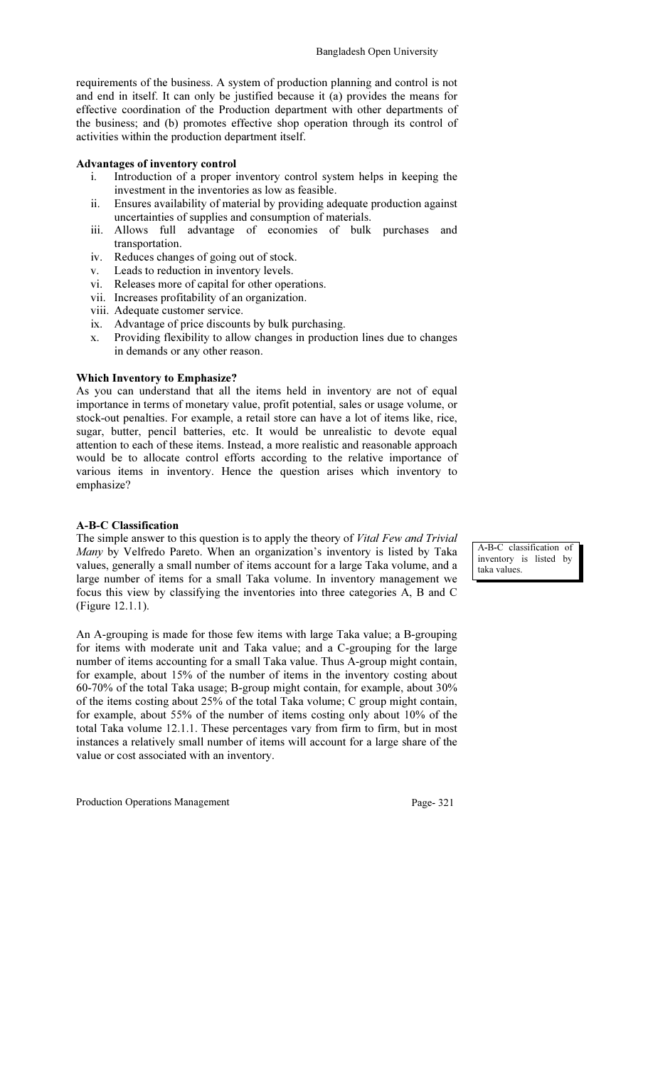requirements of the business. A system of production planning and control is not and end in itself. It can only be justified because it (a) provides the means for effective coordination of the Production department with other departments of the business; and (b) promotes effective shop operation through its control of activities within the production department itself.

**Advantages of inventory control**

i. Introduction of a proper inventory control system helps in keeping the investment in the inventories as low as feasible.
ii. Ensures availability of material by providing adequate production against uncertainties of supplies and consumption of materials.
iii. Allows full advantage of economies of bulk purchases and transportation.
iv. Reduces changes of going out of stock.
v. Leads to reduction in inventory levels.
vi. Releases more of capital for other operations.
vii. Increases profitability of an organization.
viii. Adequate customer service.
ix. Advantage of price discounts by bulk purchasing.
x. Providing flexibility to allow changes in production lines due to changes in demands or any other reason.

**Which Inventory to Emphasize?**

As you can understand that all the items held in inventory are not of equal importance in terms of monetary value, profit potential, sales or usage volume, or stock-out penalties. For example, a retail store can have a lot of items like, rice, sugar, butter, pencil batteries, etc. It would be unrealistic to devote equal attention to each of these items. Instead, a more realistic and reasonable approach would be to allocate control efforts according to the relative importance of various items in inventory. Hence the question arises which inventory to emphasize?

**A-B-C Classification**

A-B-C classification of inventory is listed by taka values.

The simple answer to this question is to apply the theory of *Vital Few and Trivial Many* by Velfredo Pareto. When an organization's inventory is listed by Taka values, generally a small number of items account for a large Taka volume, and a large number of items for a small Taka volume. In inventory management we focus this view by classifying the inventories into three categories A, B and C (Figure 12.1.1).

An A-grouping is made for those few items with large Taka value; a B-grouping for items with moderate unit and Taka value; and a C-grouping for the large number of items accounting for a small Taka value. Thus A-group might contain, for example, about 15% of the number of items in the inventory costing about 60-70% of the total Taka usage; B-group might contain, for example, about 30% of the items costing about 25% of the total Taka volume; C group might contain, for example, about 55% of the number of items costing only about 10% of the total Taka volume 12.1.1. These percentages vary from firm to firm, but in most instances a relatively small number of items will account for a large share of the value or cost associated with an inventory.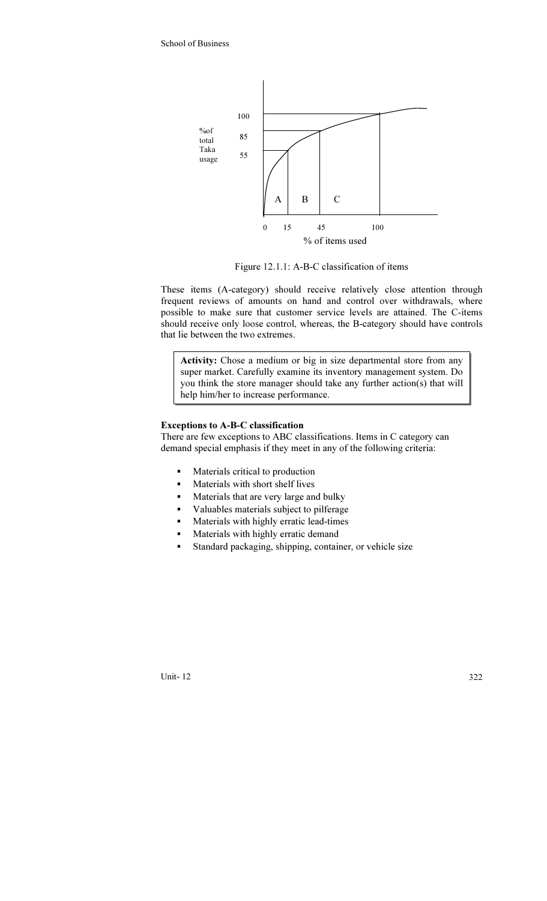Figure 12.1.1: A-B-C classification of items

These items (A-category) should receive relatively close attention through frequent reviews of amounts on hand and control over withdrawals, where possible to make sure that customer service levels are attained. The C-items should receive only loose control, whereas, the B-category should have controls that lie between the two extremes.

> **Activity:** Chose a medium or big in size departmental store from any super market. Carefully examine its inventory management system. Do you think the store manager should take any further action(s) that will help him/her to increase performance.

**Exceptions to A-B-C classification**

There are few exceptions to ABC classifications. Items in C category can demand special emphasis if they meet in any of the following criteria:

- Materials critical to production
- Materials with short shelf lives
- Materials that are very large and bulky
- Valuables materials subject to pilferage
- Materials with highly erratic lead-times
- Materials with highly erratic demand
- Standard packaging, shipping, container, or vehicle size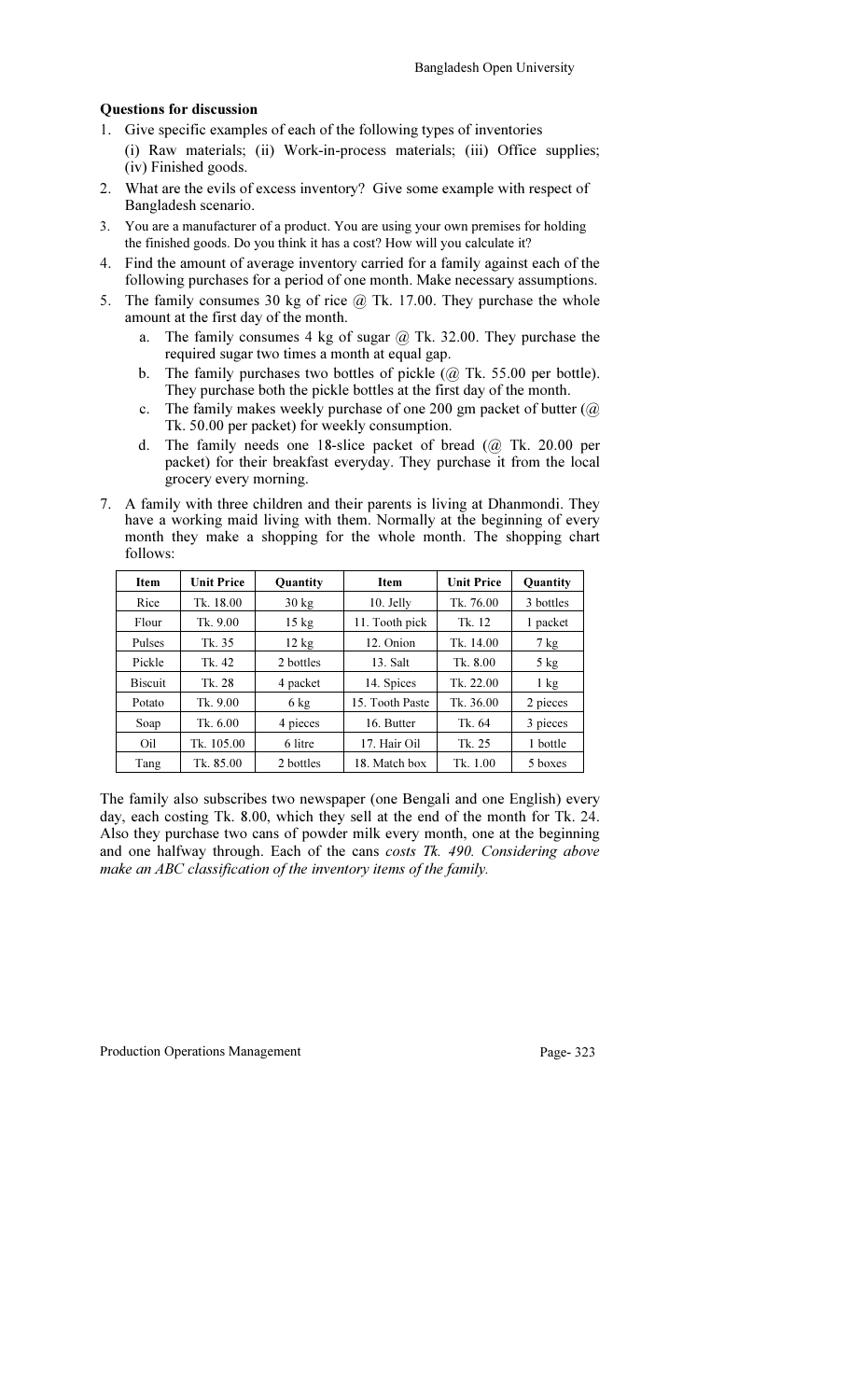**Questions for discussion**

1. Give specific examples of each of the following types of inventories

   (i) Raw materials; (ii) Work-in-process materials; (iii) Office supplies; (iv) Finished goods.

2. What are the evils of excess inventory? Give some example with respect of Bangladesh scenario.
3. You are a manufacturer of a product. You are using your own premises for holding the finished goods. Do you think it has a cost? How will you calculate it?
4. Find the amount of average inventory carried for a family against each of the following purchases for a period of one month. Make necessary assumptions.
5. The family consumes 30 kg of rice @ Tk. 17.00. They purchase the whole amount at the first day of the month.
   a. The family consumes 4 kg of sugar @ Tk. 32.00. They purchase the required sugar two times a month at equal gap.
   b. The family purchases two bottles of pickle (@ Tk. 55.00 per bottle). They purchase both the pickle bottles at the first day of the month.
   c. The family makes weekly purchase of one 200 gm packet of butter (@ Tk. 50.00 per packet) for weekly consumption.
   d. The family needs one 18-slice packet of bread (@ Tk. 20.00 per packet) for their breakfast everyday. They purchase it from the local grocery every morning.

7. A family with three children and their parents is living at Dhanmondi. They have a working maid living with them. Normally at the beginning of every month they make a shopping for the whole month. The shopping chart follows:

| Item | Unit Price | Quantity | Item | Unit Price | Quantity |
|---|---|---|---|---|---|
| Rice | Tk. 18.00 | 30 kg | 10. Jelly | Tk. 76.00 | 3 bottles |
| Flour | Tk. 9.00 | 15 kg | 11. Tooth pick | Tk. 12 | 1 packet |
| Pulses | Tk. 35 | 12 kg | 12. Onion | Tk. 14.00 | 7 kg |
| Pickle | Tk. 42 | 2 bottles | 13. Salt | Tk. 8.00 | 5 kg |
| Biscuit | Tk. 28 | 4 packet | 14. Spices | Tk. 22.00 | 1 kg |
| Potato | Tk. 9.00 | 6 kg | 15. Tooth Paste | Tk. 36.00 | 2 pieces |
| Soap | Tk. 6.00 | 4 pieces | 16. Butter | Tk. 64 | 3 pieces |
| Oil | Tk. 105.00 | 6 litre | 17. Hair Oil | Tk. 25 | 1 bottle |
| Tang | Tk. 85.00 | 2 bottles | 18. Match box | Tk. 1.00 | 5 boxes |

The family also subscribes two newspaper (one Bengali and one English) every day, each costing Tk. 8.00, which they sell at the end of the month for Tk. 24. Also they purchase two cans of powder milk every month, one at the beginning and one halfway through. Each of the cans *costs Tk. 490. Considering above make an ABC classification of the inventory items of the family.*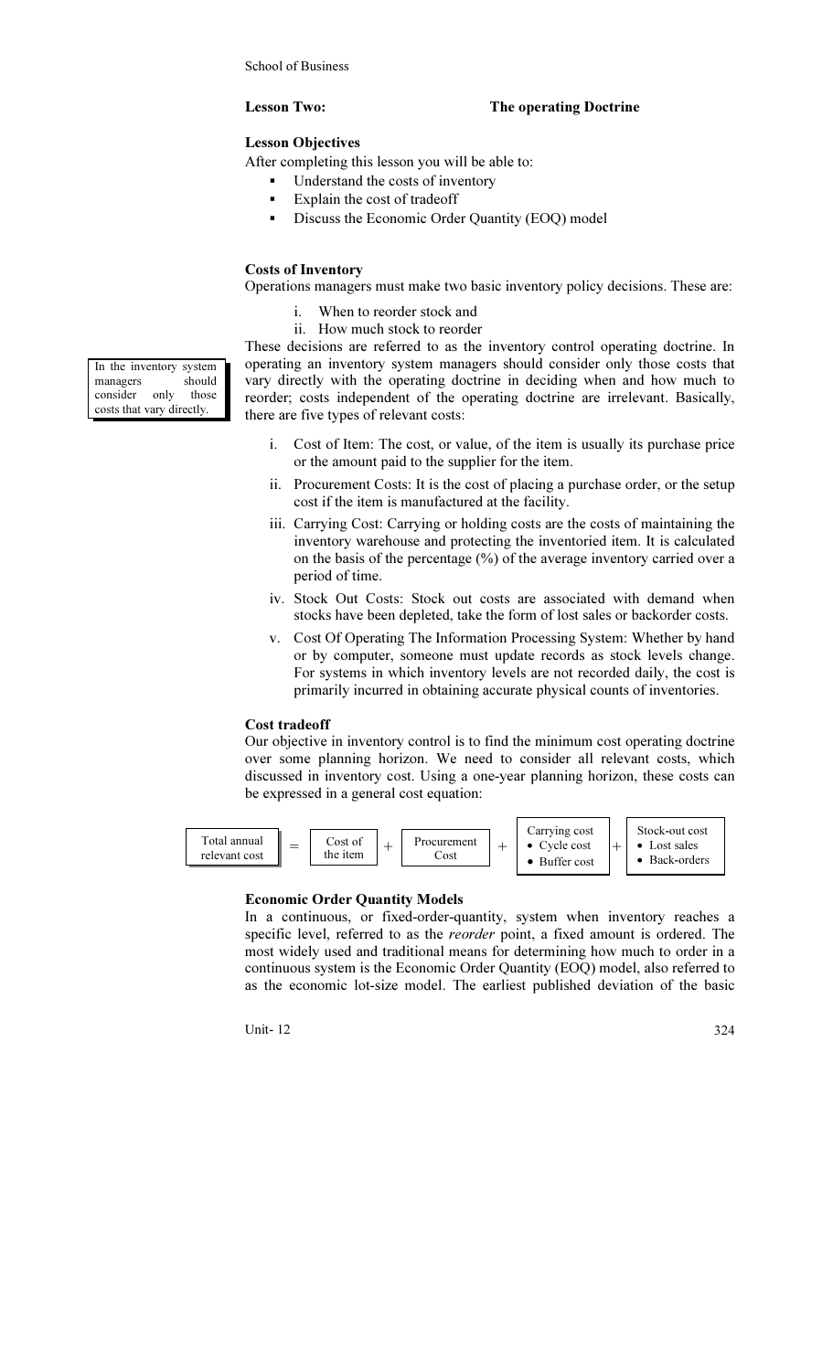## Lesson Two: The operating Doctrine

### Lesson Objectives

After completing this lesson you will be able to:

- Understand the costs of inventory
- Explain the cost of tradeoff
- Discuss the Economic Order Quantity (EOQ) model

### Costs of Inventory

Operations managers must make two basic inventory policy decisions. These are:

i. When to reorder stock and
ii. How much stock to reorder

> In the inventory system managers should consider only those costs that vary directly.

These decisions are referred to as the inventory control operating doctrine. In operating an inventory system managers should consider only those costs that vary directly with the operating doctrine in deciding when and how much to reorder; costs independent of the operating doctrine are irrelevant. Basically, there are five types of relevant costs:

i. Cost of Item: The cost, or value, of the item is usually its purchase price or the amount paid to the supplier for the item.
ii. Procurement Costs: It is the cost of placing a purchase order, or the setup cost if the item is manufactured at the facility.
iii. Carrying Cost: Carrying or holding costs are the costs of maintaining the inventory warehouse and protecting the inventoried item. It is calculated on the basis of the percentage (%) of the average inventory carried over a period of time.
iv. Stock Out Costs: Stock out costs are associated with demand when stocks have been depleted, take the form of lost sales or backorder costs.
v. Cost Of Operating The Information Processing System: Whether by hand or by computer, someone must update records as stock levels change. For systems in which inventory levels are not recorded daily, the cost is primarily incurred in obtaining accurate physical counts of inventories.

### Cost tradeoff

Our objective in inventory control is to find the minimum cost operating doctrine over some planning horizon. We need to consider all relevant costs, which discussed in inventory cost. Using a one-year planning horizon, these costs can be expressed in a general cost equation:

Total annual relevant cost = Cost of the item + Procurement Cost + Carrying cost (• Cycle cost • Buffer cost) + Stock-out cost (• Lost sales • Back-orders)

### Economic Order Quantity Models

In a continuous, or fixed-order-quantity, system when inventory reaches a specific level, referred to as the *reorder* point, a fixed amount is ordered. The most widely used and traditional means for determining how much to order in a continuous system is the Economic Order Quantity (EOQ) model, also referred to as the economic lot-size model. The earliest published deviation of the basic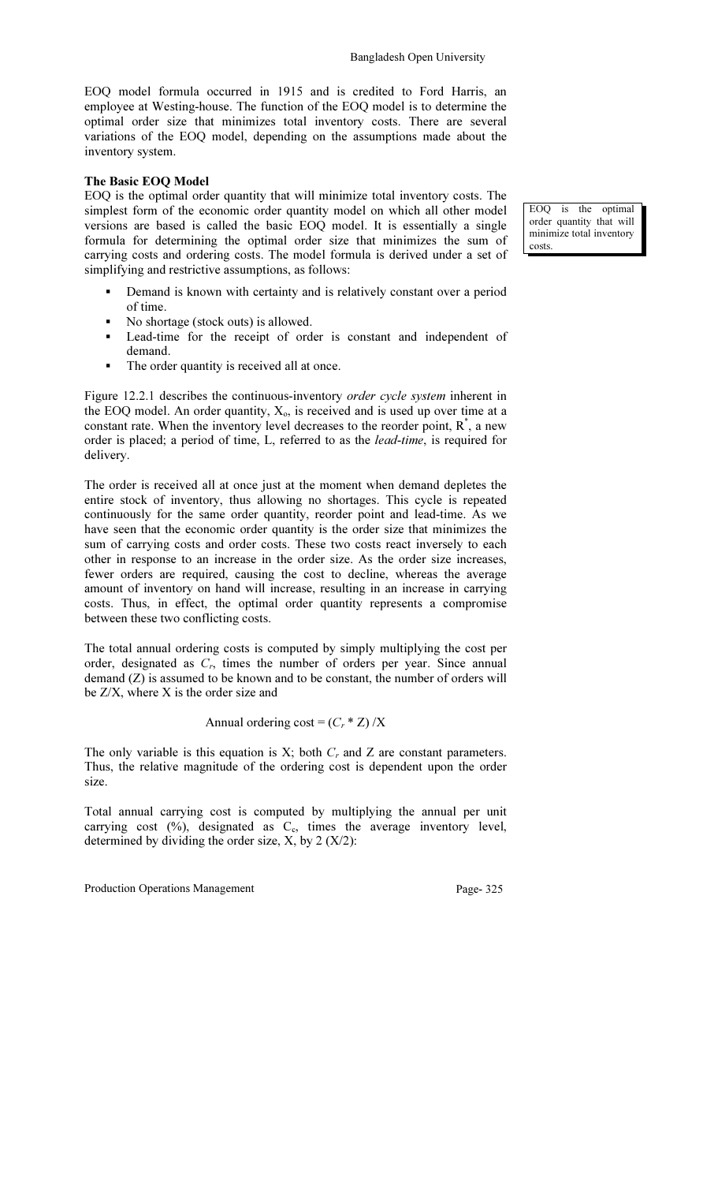EOQ model formula occurred in 1915 and is credited to Ford Harris, an employee at Westing-house. The function of the EOQ model is to determine the optimal order size that minimizes total inventory costs. There are several variations of the EOQ model, depending on the assumptions made about the inventory system.

**The Basic EOQ Model**

EOQ is the optimal order quantity that will minimize total inventory costs. The simplest form of the economic order quantity model on which all other model versions are based is called the basic EOQ model. It is essentially a single formula for determining the optimal order size that minimizes the sum of carrying costs and ordering costs. The model formula is derived under a set of simplifying and restrictive assumptions, as follows:

> EOQ is the optimal order quantity that will minimize total inventory costs.

- Demand is known with certainty and is relatively constant over a period of time.
- No shortage (stock outs) is allowed.
- Lead-time for the receipt of order is constant and independent of demand.
- The order quantity is received all at once.

Figure 12.2.1 describes the continuous-inventory *order cycle system* inherent in the EOQ model. An order quantity, $X_o$, is received and is used up over time at a constant rate. When the inventory level decreases to the reorder point, $R^*$, a new order is placed; a period of time, L, referred to as the *lead-time*, is required for delivery.

The order is received all at once just at the moment when demand depletes the entire stock of inventory, thus allowing no shortages. This cycle is repeated continuously for the same order quantity, reorder point and lead-time. As we have seen that the economic order quantity is the order size that minimizes the sum of carrying costs and order costs. These two costs react inversely to each other in response to an increase in the order size. As the order size increases, fewer orders are required, causing the cost to decline, whereas the average amount of inventory on hand will increase, resulting in an increase in carrying costs. Thus, in effect, the optimal order quantity represents a compromise between these two conflicting costs.

The total annual ordering costs is computed by simply multiplying the cost per order, designated as $C_r$, times the number of orders per year. Since annual demand (Z) is assumed to be known and to be constant, the number of orders will be Z/X, where X is the order size and

$$\text{Annual ordering cost} = (C_r * Z)/X$$

The only variable is this equation is X; both $C_r$ and Z are constant parameters. Thus, the relative magnitude of the ordering cost is dependent upon the order size.

Total annual carrying cost is computed by multiplying the annual per unit carrying cost (%), designated as $C_c$, times the average inventory level, determined by dividing the order size, X, by 2 (X/2):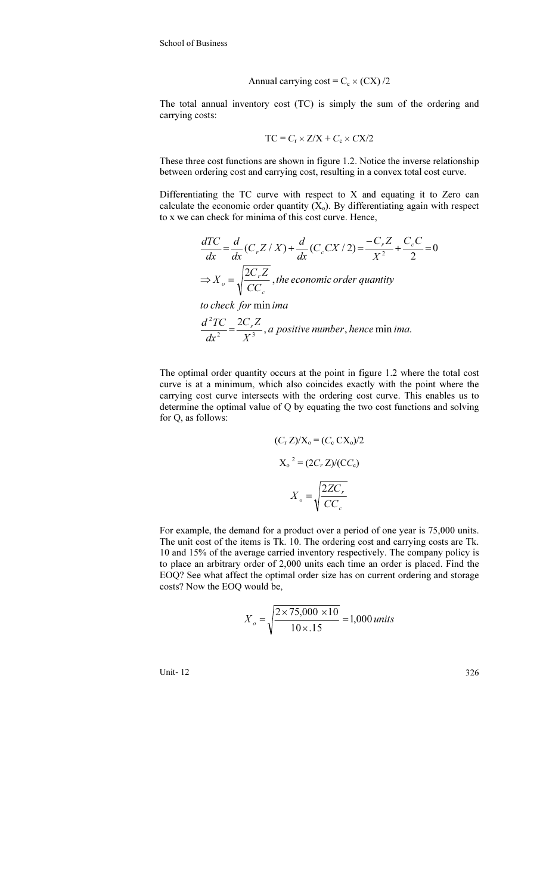$$\text{Annual carrying cost} = C_c \times (CX)/2$$

The total annual inventory cost (TC) is simply the sum of the ordering and carrying costs:

$$TC = C_r \times Z/X + C_c \times CX/2$$

These three cost functions are shown in figure 1.2. Notice the inverse relationship between ordering cost and carrying cost, resulting in a convex total cost curve.

Differentiating the TC curve with respect to X and equating it to Zero can calculate the economic order quantity ($X_o$). By differentiating again with respect to x we can check for minima of this cost curve. Hence,

$$\frac{dTC}{dx} = \frac{d}{dx}(C_r Z / X) + \frac{d}{dx}(C_c CX/2) = \frac{-C_r Z}{X^2} + \frac{C_c C}{2} = 0$$

$$\Rightarrow X_o = \sqrt{\frac{2C_r Z}{CC_c}}, \textit{the economic order quantity}$$

$$\textit{to check for minima}$$

$$\frac{d^2 TC}{dx^2} = \frac{2C_r Z}{X^3}, \textit{a positive number, hence minima.}$$

The optimal order quantity occurs at the point in figure 1.2 where the total cost curve is at a minimum, which also coincides exactly with the point where the carrying cost curve intersects with the ordering cost curve. This enables us to determine the optimal value of Q by equating the two cost functions and solving for Q, as follows:

$$(C_r Z)/X_o = (C_c CX_o)/2$$

$$X_o^2 = (2C_r Z)/(CC_c)$$

$$X_o = \sqrt{\frac{2ZC_r}{CC_c}}$$

For example, the demand for a product over a period of one year is 75,000 units. The unit cost of the items is Tk. 10. The ordering cost and carrying costs are Tk. 10 and 15% of the average carried inventory respectively. The company policy is to place an arbitrary order of 2,000 units each time an order is placed. Find the EOQ? See what affect the optimal order size has on current ordering and storage costs? Now the EOQ would be,

$$X_o = \sqrt{\frac{2 \times 75{,}000 \times 10}{10 \times .15}} = 1{,}000 \, units$$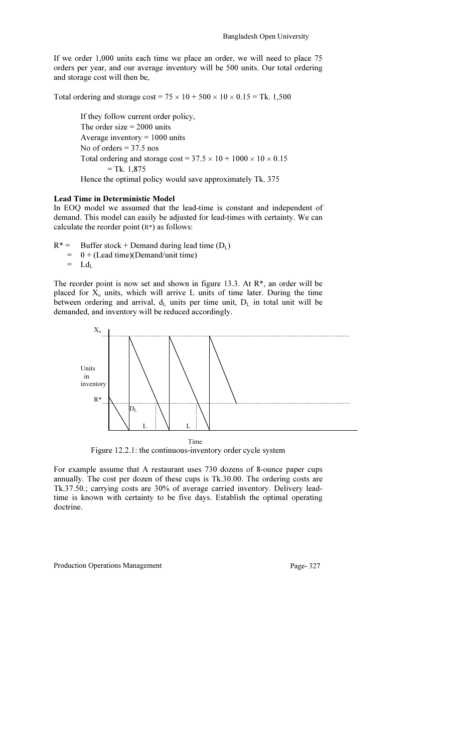If we order 1,000 units each time we place an order, we will need to place 75 orders per year, and our average inventory will be 500 units. Our total ordering and storage cost will then be,

Total ordering and storage cost = $75 \times 10 + 500 \times 10 \times 0.15$ = Tk. 1,500

If they follow current order policy,
The order size = 2000 units
Average inventory = 1000 units
No of orders = 37.5 nos
Total ordering and storage cost = $37.5 \times 10 + 1000 \times 10 \times 0.15$
= Tk. 1,875
Hence the optimal policy would save approximately Tk. 375

**Lead Time in Deterministic Model**

In EOQ model we assumed that the lead-time is constant and independent of demand. This model can easily be adjusted for lead-times with certainty. We can calculate the reorder point ($R^*$) as follows:

$$
\begin{aligned}
R^* &= \text{Buffer stock} + \text{Demand during lead time } (D_L) \\
&= 0 + (\text{Lead time})(\text{Demand/unit time}) \\
&= Ld_L
\end{aligned}
$$

The reorder point is now set and shown in figure 13.3. At $R^*$, an order will be placed for $X_o$ units, which will arrive L units of time later. During the time between ordering and arrival, $d_L$ units per time unit, $D_L$ in total unit will be demanded, and inventory will be reduced accordingly.

Figure 12.2.1: the continuous-inventory order cycle system

For example assume that A restaurant uses 730 dozens of 8-ounce paper cups annually. The cost per dozen of these cups is Tk.30.00. The ordering costs are Tk.37.50.; carrying costs are 30% of average carried inventory. Delivery lead-time is known with certainty to be five days. Establish the optimal operating doctrine.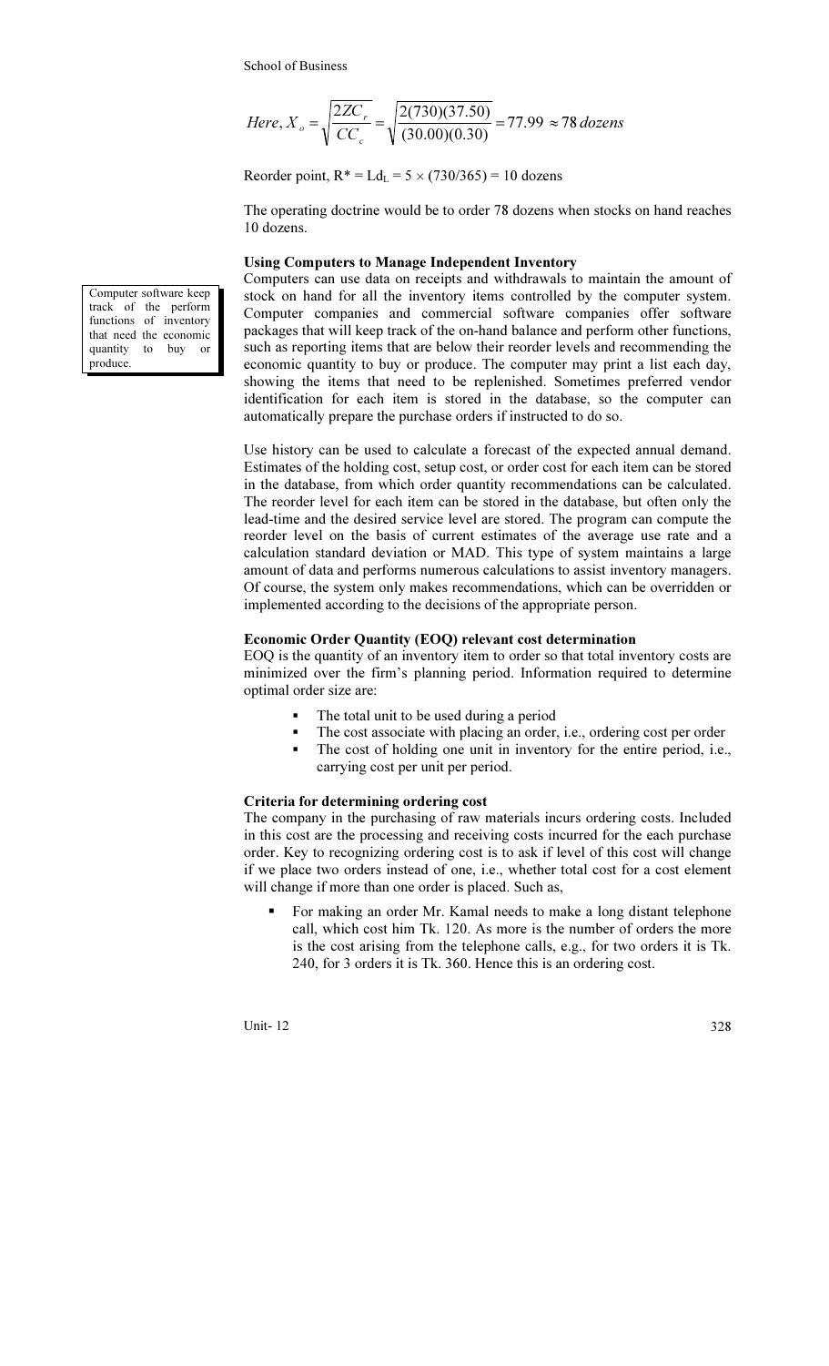$$Here, X_o = \sqrt{\frac{2ZC_r}{CC_c}} = \sqrt{\frac{2(730)(37.50)}{(30.00)(0.30)}} = 77.99 \approx 78\, dozens$$

Reorder point, $R^* = Ld_L = 5 \times (730/365) = 10$ dozens

The operating doctrine would be to order 78 dozens when stocks on hand reaches 10 dozens.

**Using Computers to Manage Independent Inventory**

Computer software keep track of the perform functions of inventory that need the economic quantity to buy or produce.

Computers can use data on receipts and withdrawals to maintain the amount of stock on hand for all the inventory items controlled by the computer system. Computer companies and commercial software companies offer software packages that will keep track of the on-hand balance and perform other functions, such as reporting items that are below their reorder levels and recommending the economic quantity to buy or produce. The computer may print a list each day, showing the items that need to be replenished. Sometimes preferred vendor identification for each item is stored in the database, so the computer can automatically prepare the purchase orders if instructed to do so.

Use history can be used to calculate a forecast of the expected annual demand. Estimates of the holding cost, setup cost, or order cost for each item can be stored in the database, from which order quantity recommendations can be calculated. The reorder level for each item can be stored in the database, but often only the lead-time and the desired service level are stored. The program can compute the reorder level on the basis of current estimates of the average use rate and a calculation standard deviation or MAD. This type of system maintains a large amount of data and performs numerous calculations to assist inventory managers. Of course, the system only makes recommendations, which can be overridden or implemented according to the decisions of the appropriate person.

**Economic Order Quantity (EOQ) relevant cost determination**

EOQ is the quantity of an inventory item to order so that total inventory costs are minimized over the firm's planning period. Information required to determine optimal order size are:

- The total unit to be used during a period
- The cost associate with placing an order, i.e., ordering cost per order
- The cost of holding one unit in inventory for the entire period, i.e., carrying cost per unit per period.

**Criteria for determining ordering cost**

The company in the purchasing of raw materials incurs ordering costs. Included in this cost are the processing and receiving costs incurred for the each purchase order. Key to recognizing ordering cost is to ask if level of this cost will change if we place two orders instead of one, i.e., whether total cost for a cost element will change if more than one order is placed. Such as,

- For making an order Mr. Kamal needs to make a long distant telephone call, which cost him Tk. 120. As more is the number of orders the more is the cost arising from the telephone calls, e.g., for two orders it is Tk. 240, for 3 orders it is Tk. 360. Hence this is an ordering cost.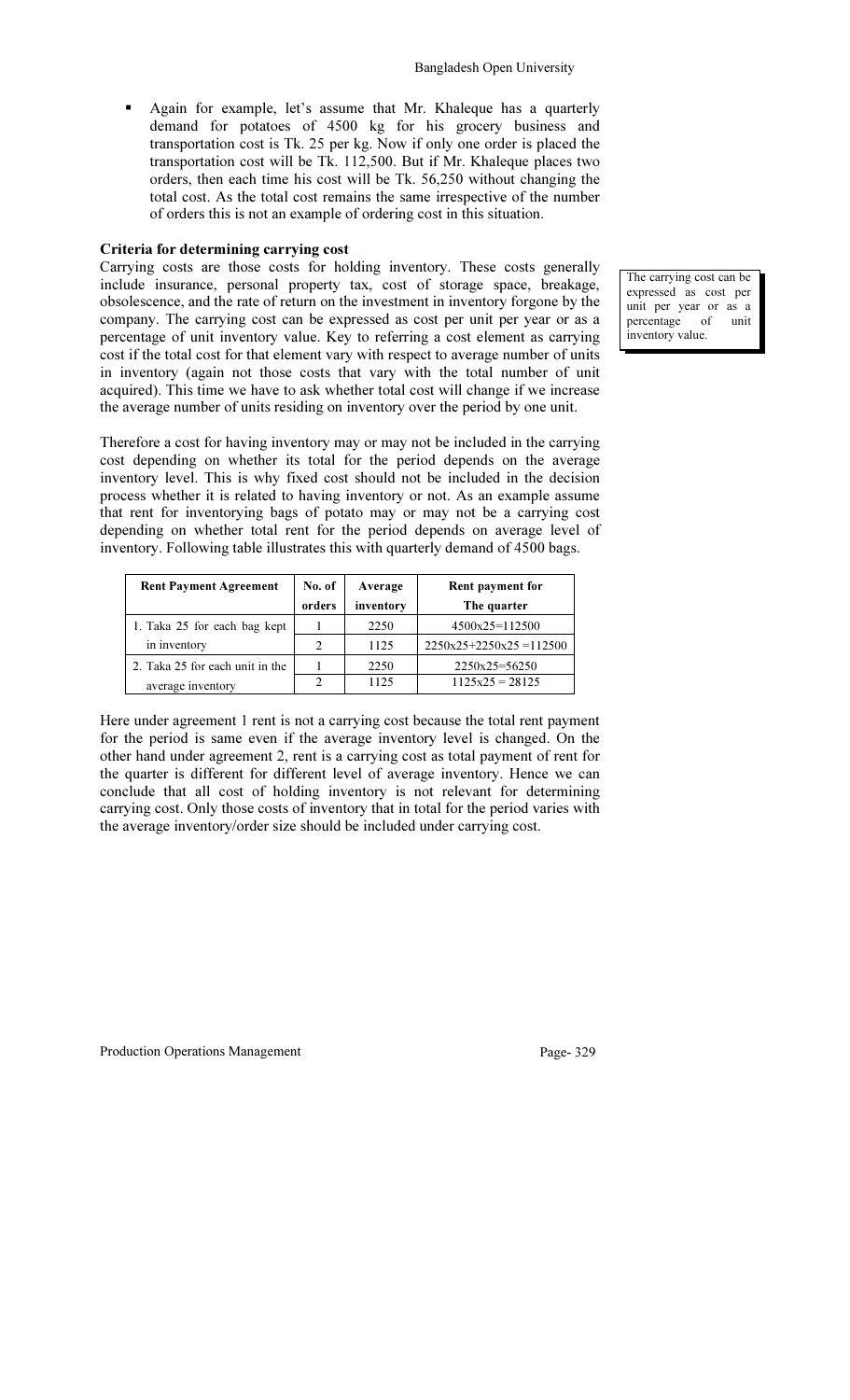- Again for example, let's assume that Mr. Khaleque has a quarterly demand for potatoes of 4500 kg for his grocery business and transportation cost is Tk. 25 per kg. Now if only one order is placed the transportation cost will be Tk. 112,500. But if Mr. Khaleque places two orders, then each time his cost will be Tk. 56,250 without changing the total cost. As the total cost remains the same irrespective of the number of orders this is not an example of ordering cost in this situation.

**Criteria for determining carrying cost**

Carrying costs are those costs for holding inventory. These costs generally include insurance, personal property tax, cost of storage space, breakage, obsolescence, and the rate of return on the investment in inventory forgone by the company. The carrying cost can be expressed as cost per unit per year or as a percentage of unit inventory value. Key to referring a cost element as carrying cost if the total cost for that element vary with respect to average number of units in inventory (again not those costs that vary with the total number of unit acquired). This time we have to ask whether total cost will change if we increase the average number of units residing on inventory over the period by one unit.

The carrying cost can be expressed as cost per unit per year or as a percentage of unit inventory value.

Therefore a cost for having inventory may or may not be included in the carrying cost depending on whether its total for the period depends on the average inventory level. This is why fixed cost should not be included in the decision process whether it is related to having inventory or not. As an example assume that rent for inventorying bags of potato may or may not be a carrying cost depending on whether total rent for the period depends on average level of inventory. Following table illustrates this with quarterly demand of 4500 bags.

| Rent Payment Agreement | No. of orders | Average inventory | Rent payment for The quarter |
|---|---|---|---|
| 1. Taka 25 for each bag kept | 1 | 2250 | 4500x25=112500 |
| in inventory | 2 | 1125 | 2250x25+2250x25 =112500 |
| 2. Taka 25 for each unit in the | 1 | 2250 | 2250x25=56250 |
| average inventory | 2 | 1125 | 1125x25 = 28125 |

Here under agreement 1 rent is not a carrying cost because the total rent payment for the period is same even if the average inventory level is changed. On the other hand under agreement 2, rent is a carrying cost as total payment of rent for the quarter is different for different level of average inventory. Hence we can conclude that all cost of holding inventory is not relevant for determining carrying cost. Only those costs of inventory that in total for the period varies with the average inventory/order size should be included under carrying cost.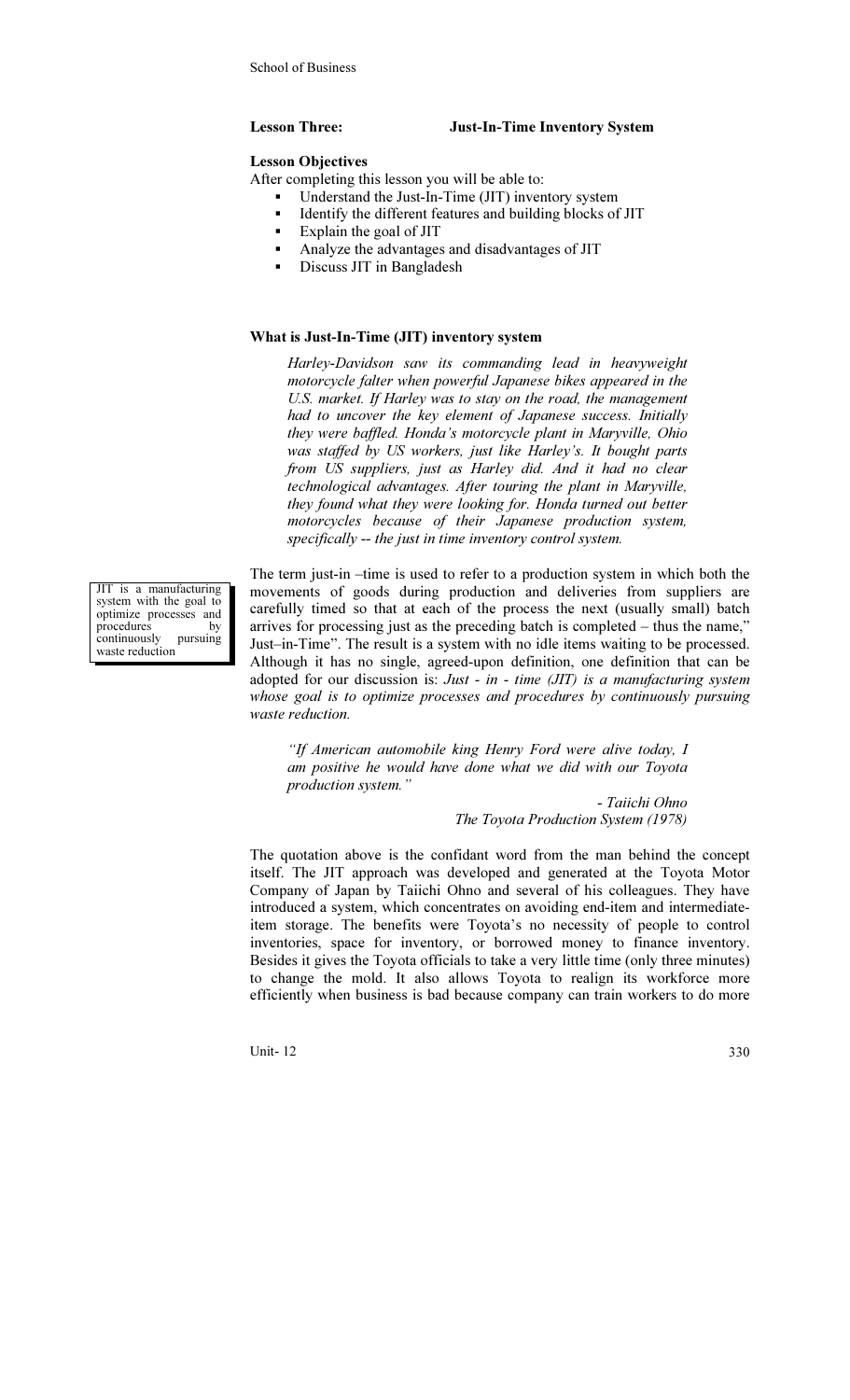**Lesson Three: Just-In-Time Inventory System**

**Lesson Objectives**

After completing this lesson you will be able to:

- Understand the Just-In-Time (JIT) inventory system
- Identify the different features and building blocks of JIT
- Explain the goal of JIT
- Analyze the advantages and disadvantages of JIT
- Discuss JIT in Bangladesh

**What is Just-In-Time (JIT) inventory system**

> *Harley-Davidson saw its commanding lead in heavyweight motorcycle falter when powerful Japanese bikes appeared in the U.S. market. If Harley was to stay on the road, the management had to uncover the key element of Japanese success. Initially they were baffled. Honda's motorcycle plant in Maryville, Ohio was staffed by US workers, just like Harley's. It bought parts from US suppliers, just as Harley did. And it had no clear technological advantages. After touring the plant in Maryville, they found what they were looking for. Honda turned out better motorcycles because of their Japanese production system, specifically -- the just in time inventory control system.*

JIT is a manufacturing system with the goal to optimize processes and procedures by continuously pursuing waste reduction

The term just-in –time is used to refer to a production system in which both the movements of goods during production and deliveries from suppliers are carefully timed so that at each of the process the next (usually small) batch arrives for processing just as the preceding batch is completed – thus the name," Just–in-Time". The result is a system with no idle items waiting to be processed. Although it has no single, agreed-upon definition, one definition that can be adopted for our discussion is: *Just - in - time (JIT) is a manufacturing system whose goal is to optimize processes and procedures by continuously pursuing waste reduction.*

> *"If American automobile king Henry Ford were alive today, I am positive he would have done what we did with our Toyota production system."*
>
> *- Taiichi Ohno*
> *The Toyota Production System (1978)*

The quotation above is the confidant word from the man behind the concept itself. The JIT approach was developed and generated at the Toyota Motor Company of Japan by Taiichi Ohno and several of his colleagues. They have introduced a system, which concentrates on avoiding end-item and intermediate-item storage. The benefits were Toyota's no necessity of people to control inventories, space for inventory, or borrowed money to finance inventory. Besides it gives the Toyota officials to take a very little time (only three minutes) to change the mold. It also allows Toyota to realign its workforce more efficiently when business is bad because company can train workers to do more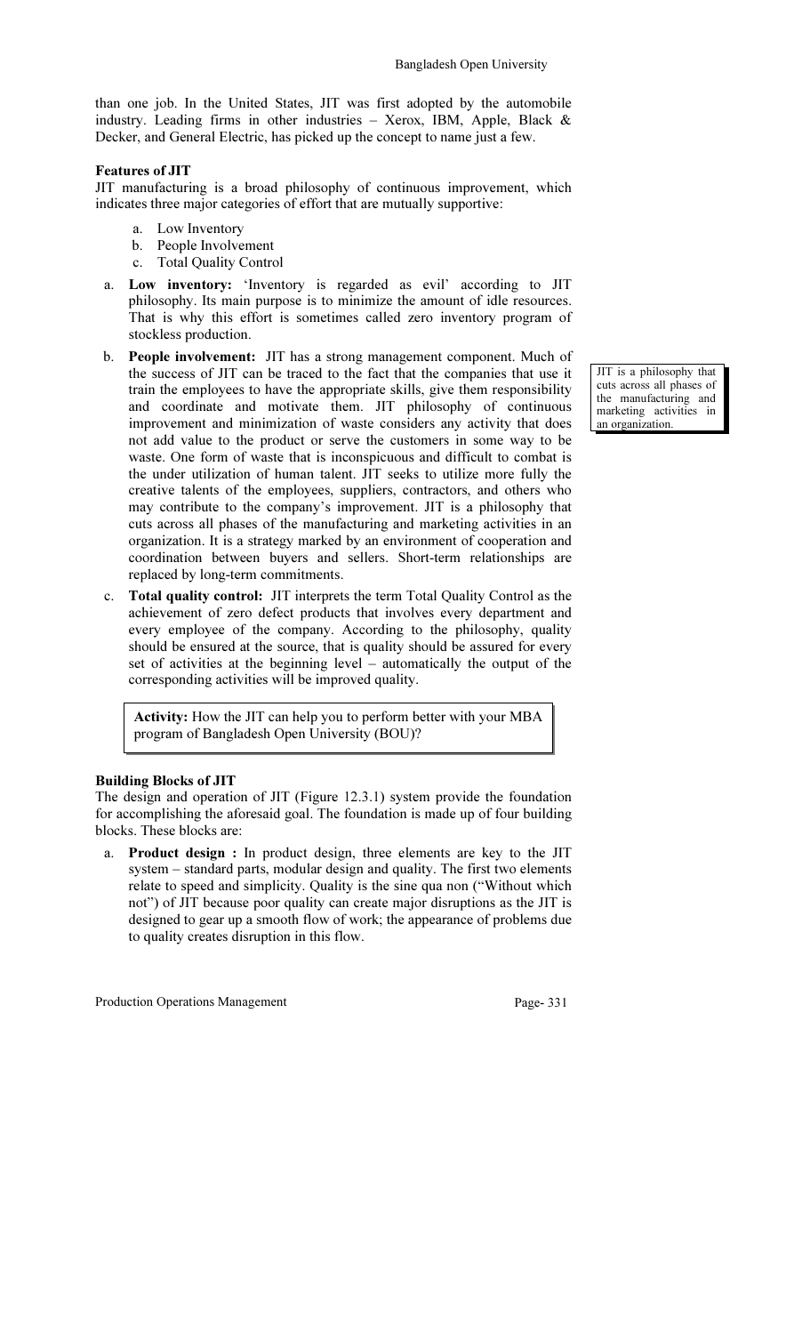than one job. In the United States, JIT was first adopted by the automobile industry. Leading firms in other industries – Xerox, IBM, Apple, Black & Decker, and General Electric, has picked up the concept to name just a few.

**Features of JIT**

JIT manufacturing is a broad philosophy of continuous improvement, which indicates three major categories of effort that are mutually supportive:

a. Low Inventory
b. People Involvement
c. Total Quality Control

a. **Low inventory:** 'Inventory is regarded as evil' according to JIT philosophy. Its main purpose is to minimize the amount of idle resources. That is why this effort is sometimes called zero inventory program of stockless production.

b. **People involvement:** JIT has a strong management component. Much of the success of JIT can be traced to the fact that the companies that use it train the employees to have the appropriate skills, give them responsibility and coordinate and motivate them. JIT philosophy of continuous improvement and minimization of waste considers any activity that does not add value to the product or serve the customers in some way to be waste. One form of waste that is inconspicuous and difficult to combat is the under utilization of human talent. JIT seeks to utilize more fully the creative talents of the employees, suppliers, contractors, and others who may contribute to the company's improvement. JIT is a philosophy that cuts across all phases of the manufacturing and marketing activities in an organization. It is a strategy marked by an environment of cooperation and coordination between buyers and sellers. Short-term relationships are replaced by long-term commitments.

> JIT is a philosophy that cuts across all phases of the manufacturing and marketing activities in an organization.

c. **Total quality control:** JIT interprets the term Total Quality Control as the achievement of zero defect products that involves every department and every employee of the company. According to the philosophy, quality should be ensured at the source, that is quality should be assured for every set of activities at the beginning level – automatically the output of the corresponding activities will be improved quality.

> **Activity:** How the JIT can help you to perform better with your MBA program of Bangladesh Open University (BOU)?

**Building Blocks of JIT**

The design and operation of JIT (Figure 12.3.1) system provide the foundation for accomplishing the aforesaid goal. The foundation is made up of four building blocks. These blocks are:

a. **Product design :** In product design, three elements are key to the JIT system – standard parts, modular design and quality. The first two elements relate to speed and simplicity. Quality is the sine qua non ("Without which not") of JIT because poor quality can create major disruptions as the JIT is designed to gear up a smooth flow of work; the appearance of problems due to quality creates disruption in this flow.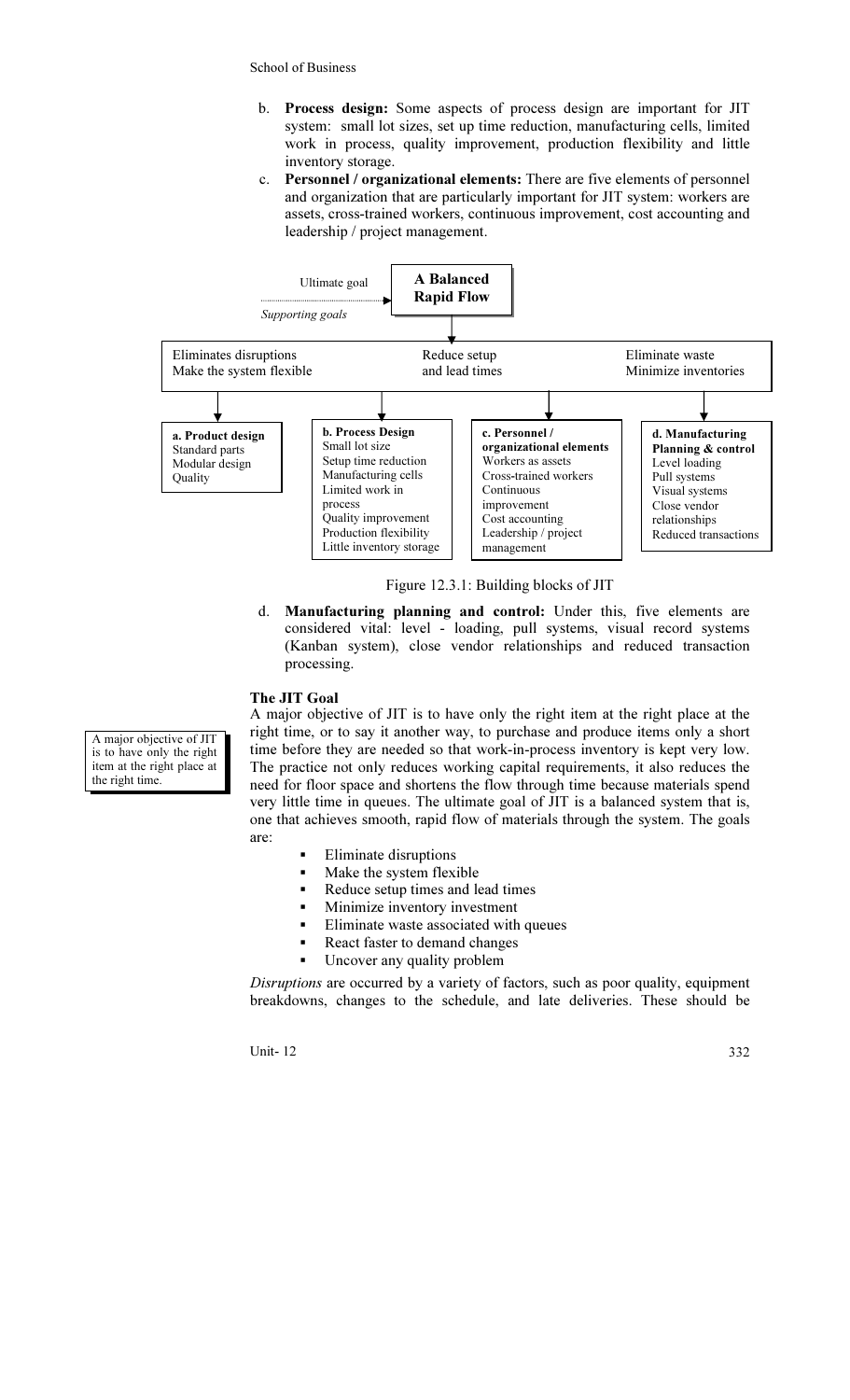b. **Process design:** Some aspects of process design are important for JIT system: small lot sizes, set up time reduction, manufacturing cells, limited work in process, quality improvement, production flexibility and little inventory storage.

c. **Personnel / organizational elements:** There are five elements of personnel and organization that are particularly important for JIT system: workers are assets, cross-trained workers, continuous improvement, cost accounting and leadership / project management.

Ultimate goal → **A Balanced Rapid Flow**

*Supporting goals*

| Eliminates disruptions<br>Make the system flexible | Reduce setup<br>and lead times | Eliminate waste<br>Minimize inventories | |
|---|---|---|---|
| **a. Product design**<br>Standard parts<br>Modular design<br>Quality | **b. Process Design**<br>Small lot size<br>Setup time reduction<br>Manufacturing cells<br>Limited work in process<br>Quality improvement<br>Production flexibility<br>Little inventory storage | **c. Personnel / organizational elements**<br>Workers as assets<br>Cross-trained workers<br>Continuous improvement<br>Cost accounting<br>Leadership / project management | **d. Manufacturing Planning & control**<br>Level loading<br>Pull systems<br>Visual systems<br>Close vendor relationships<br>Reduced transactions |

Figure 12.3.1: Building blocks of JIT

d. **Manufacturing planning and control:** Under this, five elements are considered vital: level - loading, pull systems, visual record systems (Kanban system), close vendor relationships and reduced transaction processing.

### The JIT Goal

A major objective of JIT is to have only the right item at the right place at the right time, or to say it another way, to purchase and produce items only a short time before they are needed so that work-in-process inventory is kept very low. The practice not only reduces working capital requirements, it also reduces the need for floor space and shortens the flow through time because materials spend very little time in queues. The ultimate goal of JIT is a balanced system that is, one that achieves smooth, rapid flow of materials through the system. The goals are:

> A major objective of JIT is to have only the right item at the right place at the right time.

- Eliminate disruptions
- Make the system flexible
- Reduce setup times and lead times
- Minimize inventory investment
- Eliminate waste associated with queues
- React faster to demand changes
- Uncover any quality problem

*Disruptions* are occurred by a variety of factors, such as poor quality, equipment breakdowns, changes to the schedule, and late deliveries. These should be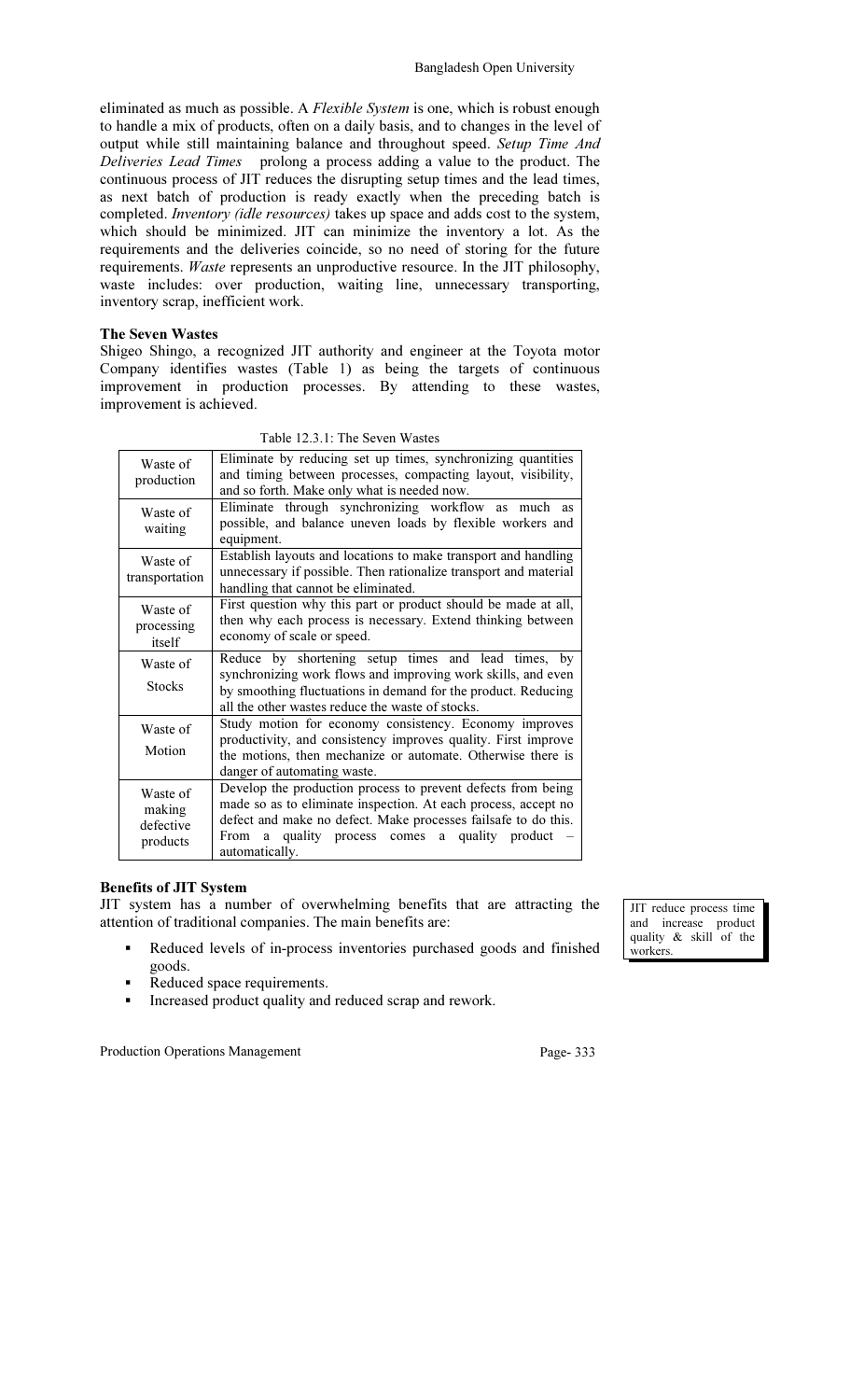eliminated as much as possible. A *Flexible System* is one, which is robust enough to handle a mix of products, often on a daily basis, and to changes in the level of output while still maintaining balance and throughout speed. *Setup Time And Deliveries Lead Times* prolong a process adding a value to the product. The continuous process of JIT reduces the disrupting setup times and the lead times, as next batch of production is ready exactly when the preceding batch is completed. *Inventory (idle resources)* takes up space and adds cost to the system, which should be minimized. JIT can minimize the inventory a lot. As the requirements and the deliveries coincide, so no need of storing for the future requirements. *Waste* represents an unproductive resource. In the JIT philosophy, waste includes: over production, waiting line, unnecessary transporting, inventory scrap, inefficient work.

**The Seven Wastes**

Shigeo Shingo, a recognized JIT authority and engineer at the Toyota motor Company identifies wastes (Table 1) as being the targets of continuous improvement in production processes. By attending to these wastes, improvement is achieved.

Table 12.3.1: The Seven Wastes

| | |
|---|---|
| Waste of production | Eliminate by reducing set up times, synchronizing quantities and timing between processes, compacting layout, visibility, and so forth. Make only what is needed now. |
| Waste of waiting | Eliminate through synchronizing workflow as much as possible, and balance uneven loads by flexible workers and equipment. |
| Waste of transportation | Establish layouts and locations to make transport and handling unnecessary if possible. Then rationalize transport and material handling that cannot be eliminated. |
| Waste of processing itself | First question why this part or product should be made at all, then why each process is necessary. Extend thinking between economy of scale or speed. |
| Waste of Stocks | Reduce by shortening setup times and lead times, by synchronizing work flows and improving work skills, and even by smoothing fluctuations in demand for the product. Reducing all the other wastes reduce the waste of stocks. |
| Waste of Motion | Study motion for economy consistency. Economy improves productivity, and consistency improves quality. First improve the motions, then mechanize or automate. Otherwise there is danger of automating waste. |
| Waste of making defective products | Develop the production process to prevent defects from being made so as to eliminate inspection. At each process, accept no defect and make no defect. Make processes failsafe to do this. From a quality process comes a quality product – automatically. |

**Benefits of JIT System**

JIT system has a number of overwhelming benefits that are attracting the attention of traditional companies. The main benefits are:

> JIT reduce process time and increase product quality & skill of the workers.

- Reduced levels of in-process inventories purchased goods and finished goods.
- Reduced space requirements.
- Increased product quality and reduced scrap and rework.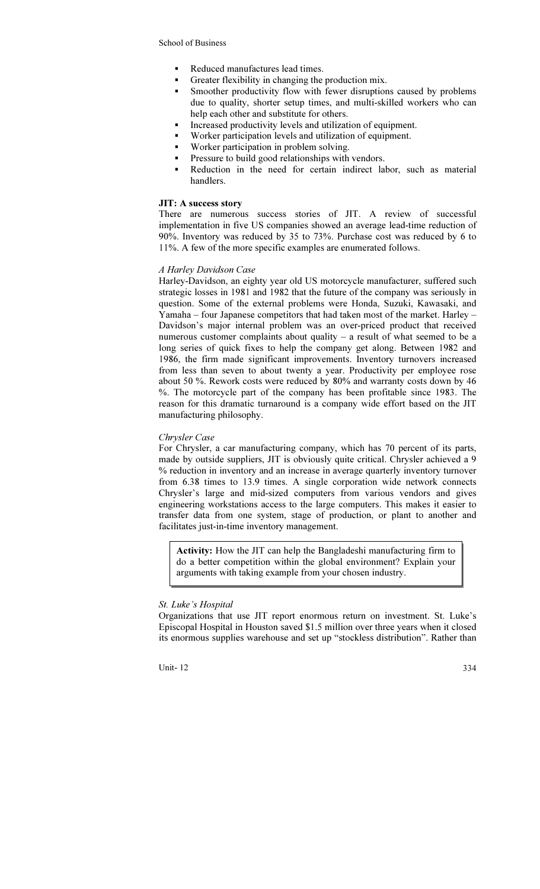- Reduced manufactures lead times.
- Greater flexibility in changing the production mix.
- Smoother productivity flow with fewer disruptions caused by problems due to quality, shorter setup times, and multi-skilled workers who can help each other and substitute for others.
- Increased productivity levels and utilization of equipment.
- Worker participation levels and utilization of equipment.
- Worker participation in problem solving.
- Pressure to build good relationships with vendors.
- Reduction in the need for certain indirect labor, such as material handlers.

**JIT: A success story**

There are numerous success stories of JIT. A review of successful implementation in five US companies showed an average lead-time reduction of 90%. Inventory was reduced by 35 to 73%. Purchase cost was reduced by 6 to 11%. A few of the more specific examples are enumerated follows.

*A Harley Davidson Case*

Harley-Davidson, an eighty year old US motorcycle manufacturer, suffered such strategic losses in 1981 and 1982 that the future of the company was seriously in question. Some of the external problems were Honda, Suzuki, Kawasaki, and Yamaha – four Japanese competitors that had taken most of the market. Harley – Davidson's major internal problem was an over-priced product that received numerous customer complaints about quality – a result of what seemed to be a long series of quick fixes to help the company get along. Between 1982 and 1986, the firm made significant improvements. Inventory turnovers increased from less than seven to about twenty a year. Productivity per employee rose about 50 %. Rework costs were reduced by 80% and warranty costs down by 46 %. The motorcycle part of the company has been profitable since 1983. The reason for this dramatic turnaround is a company wide effort based on the JIT manufacturing philosophy.

*Chrysler Case*

For Chrysler, a car manufacturing company, which has 70 percent of its parts, made by outside suppliers, JIT is obviously quite critical. Chrysler achieved a 9 % reduction in inventory and an increase in average quarterly inventory turnover from 6.38 times to 13.9 times. A single corporation wide network connects Chrysler's large and mid-sized computers from various vendors and gives engineering workstations access to the large computers. This makes it easier to transfer data from one system, stage of production, or plant to another and facilitates just-in-time inventory management.

> **Activity:** How the JIT can help the Bangladeshi manufacturing firm to do a better competition within the global environment? Explain your arguments with taking example from your chosen industry.

*St. Luke's Hospital*

Organizations that use JIT report enormous return on investment. St. Luke's Episcopal Hospital in Houston saved $1.5 million over three years when it closed its enormous supplies warehouse and set up "stockless distribution". Rather than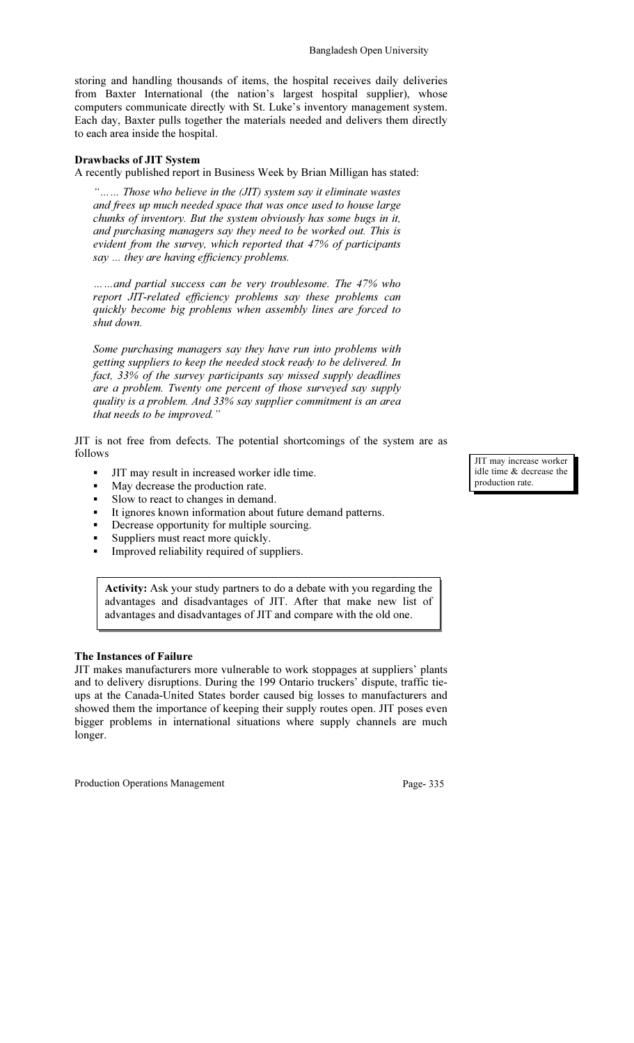storing and handling thousands of items, the hospital receives daily deliveries from Baxter International (the nation's largest hospital supplier), whose computers communicate directly with St. Luke's inventory management system. Each day, Baxter pulls together the materials needed and delivers them directly to each area inside the hospital.

**Drawbacks of JIT System**

A recently published report in Business Week by Brian Milligan has stated:

> *"…… Those who believe in the (JIT) system say it eliminate wastes and frees up much needed space that was once used to house large chunks of inventory. But the system obviously has some bugs in it, and purchasing managers say they need to be worked out. This is evident from the survey, which reported that 47% of participants say … they are having efficiency problems.*
>
> *……and partial success can be very troublesome. The 47% who report JIT-related efficiency problems say these problems can quickly become big problems when assembly lines are forced to shut down.*
>
> *Some purchasing managers say they have run into problems with getting suppliers to keep the needed stock ready to be delivered. In fact, 33% of the survey participants say missed supply deadlines are a problem. Twenty one percent of those surveyed say supply quality is a problem. And 33% say supplier commitment is an area that needs to be improved."*

JIT is not free from defects. The potential shortcomings of the system are as follows

JIT may increase worker idle time & decrease the production rate.

- JIT may result in increased worker idle time.
- May decrease the production rate.
- Slow to react to changes in demand.
- It ignores known information about future demand patterns.
- Decrease opportunity for multiple sourcing.
- Suppliers must react more quickly.
- Improved reliability required of suppliers.

> **Activity:** Ask your study partners to do a debate with you regarding the advantages and disadvantages of JIT. After that make new list of advantages and disadvantages of JIT and compare with the old one.

**The Instances of Failure**

JIT makes manufacturers more vulnerable to work stoppages at suppliers' plants and to delivery disruptions. During the 199 Ontario truckers' dispute, traffic tie-ups at the Canada-United States border caused big losses to manufacturers and showed them the importance of keeping their supply routes open. JIT poses even bigger problems in international situations where supply channels are much longer.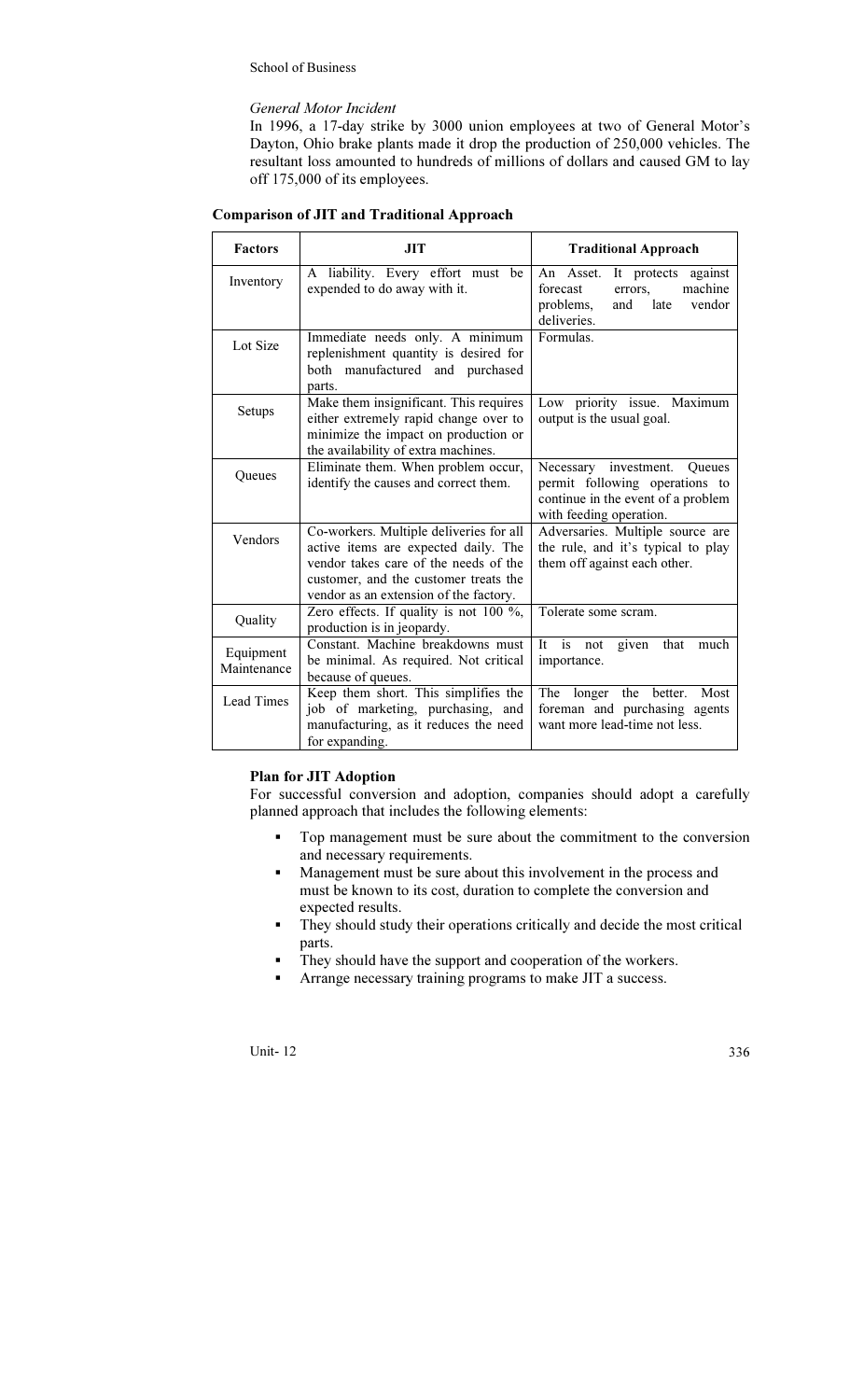*General Motor Incident*

In 1996, a 17-day strike by 3000 union employees at two of General Motor's Dayton, Ohio brake plants made it drop the production of 250,000 vehicles. The resultant loss amounted to hundreds of millions of dollars and caused GM to lay off 175,000 of its employees.

**Comparison of JIT and Traditional Approach**

| Factors | JIT | Traditional Approach |
|---|---|---|
| Inventory | A liability. Every effort must be expended to do away with it. | An Asset. It protects against forecast errors, machine problems, and late vendor deliveries. |
| Lot Size | Immediate needs only. A minimum replenishment quantity is desired for both manufactured and purchased parts. | Formulas. |
| Setups | Make them insignificant. This requires either extremely rapid change over to minimize the impact on production or the availability of extra machines. | Low priority issue. Maximum output is the usual goal. |
| Queues | Eliminate them. When problem occur, identify the causes and correct them. | Necessary investment. Queues permit following operations to continue in the event of a problem with feeding operation. |
| Vendors | Co-workers. Multiple deliveries for all active items are expected daily. The vendor takes care of the needs of the customer, and the customer treats the vendor as an extension of the factory. | Adversaries. Multiple source are the rule, and it's typical to play them off against each other. |
| Quality | Zero effects. If quality is not 100 %, production is in jeopardy. | Tolerate some scram. |
| Equipment Maintenance | Constant. Machine breakdowns must be minimal. As required. Not critical because of queues. | It is not given that much importance. |
| Lead Times | Keep them short. This simplifies the job of marketing, purchasing, and manufacturing, as it reduces the need for expanding. | The longer the better. Most foreman and purchasing agents want more lead-time not less. |

**Plan for JIT Adoption**

For successful conversion and adoption, companies should adopt a carefully planned approach that includes the following elements:

- Top management must be sure about the commitment to the conversion and necessary requirements.
- Management must be sure about this involvement in the process and must be known to its cost, duration to complete the conversion and expected results.
- They should study their operations critically and decide the most critical parts.
- They should have the support and cooperation of the workers.
- Arrange necessary training programs to make JIT a success.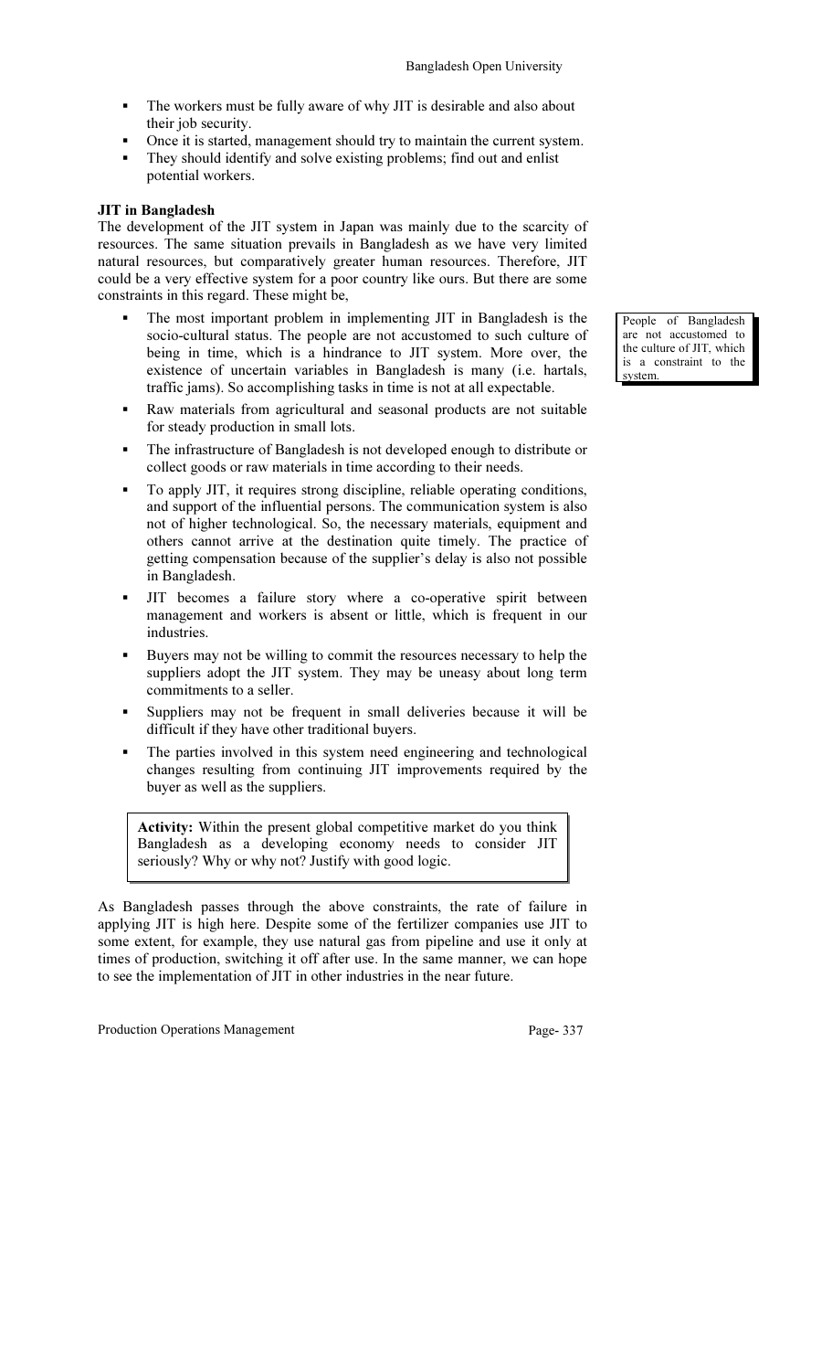- The workers must be fully aware of why JIT is desirable and also about their job security.
- Once it is started, management should try to maintain the current system.
- They should identify and solve existing problems; find out and enlist potential workers.

**JIT in Bangladesh**

The development of the JIT system in Japan was mainly due to the scarcity of resources. The same situation prevails in Bangladesh as we have very limited natural resources, but comparatively greater human resources. Therefore, JIT could be a very effective system for a poor country like ours. But there are some constraints in this regard. These might be,

- The most important problem in implementing JIT in Bangladesh is the socio-cultural status. The people are not accustomed to such culture of being in time, which is a hindrance to JIT system. More over, the existence of uncertain variables in Bangladesh is many (i.e. hartals, traffic jams). So accomplishing tasks in time is not at all expectable.

People of Bangladesh are not accustomed to the culture of JIT, which is a constraint to the system.

- Raw materials from agricultural and seasonal products are not suitable for steady production in small lots.
- The infrastructure of Bangladesh is not developed enough to distribute or collect goods or raw materials in time according to their needs.
- To apply JIT, it requires strong discipline, reliable operating conditions, and support of the influential persons. The communication system is also not of higher technological. So, the necessary materials, equipment and others cannot arrive at the destination quite timely. The practice of getting compensation because of the supplier's delay is also not possible in Bangladesh.
- JIT becomes a failure story where a co-operative spirit between management and workers is absent or little, which is frequent in our industries.
- Buyers may not be willing to commit the resources necessary to help the suppliers adopt the JIT system. They may be uneasy about long term commitments to a seller.
- Suppliers may not be frequent in small deliveries because it will be difficult if they have other traditional buyers.
- The parties involved in this system need engineering and technological changes resulting from continuing JIT improvements required by the buyer as well as the suppliers.

> **Activity:** Within the present global competitive market do you think Bangladesh as a developing economy needs to consider JIT seriously? Why or why not? Justify with good logic.

As Bangladesh passes through the above constraints, the rate of failure in applying JIT is high here. Despite some of the fertilizer companies use JIT to some extent, for example, they use natural gas from pipeline and use it only at times of production, switching it off after use. In the same manner, we can hope to see the implementation of JIT in other industries in the near future.